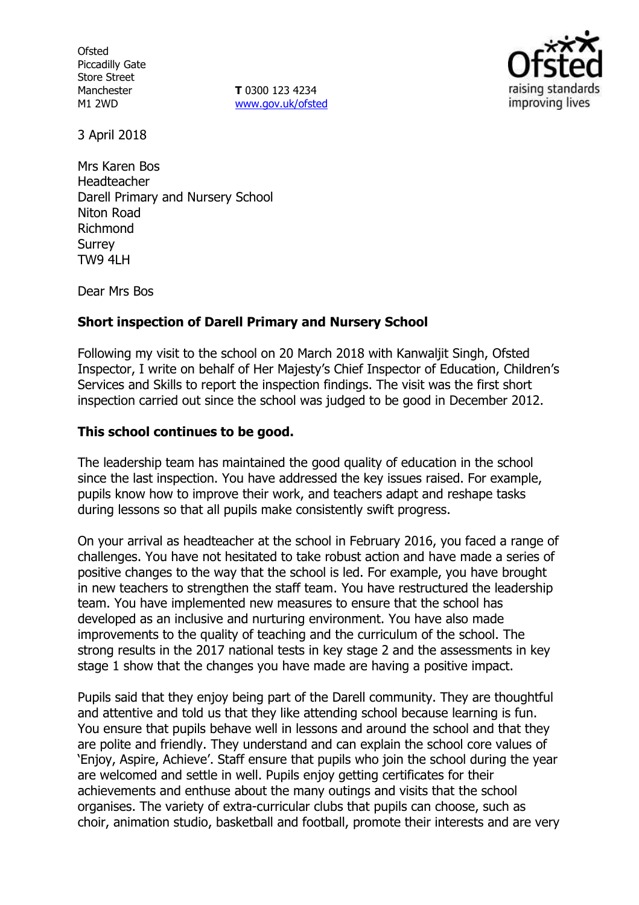Ofsted
Piccadilly Gate
Store Street
Manchester
M1 2WD

**T** 0300 123 4234
www.gov.uk/ofsted

3 April 2018

Mrs Karen Bos
Headteacher
Darell Primary and Nursery School
Niton Road
Richmond
Surrey
TW9 4LH

Dear Mrs Bos

**Short inspection of Darell Primary and Nursery School**

Following my visit to the school on 20 March 2018 with Kanwaljit Singh, Ofsted Inspector, I write on behalf of Her Majesty's Chief Inspector of Education, Children's Services and Skills to report the inspection findings. The visit was the first short inspection carried out since the school was judged to be good in December 2012.

**This school continues to be good.**

The leadership team has maintained the good quality of education in the school since the last inspection. You have addressed the key issues raised. For example, pupils know how to improve their work, and teachers adapt and reshape tasks during lessons so that all pupils make consistently swift progress.

On your arrival as headteacher at the school in February 2016, you faced a range of challenges. You have not hesitated to take robust action and have made a series of positive changes to the way that the school is led. For example, you have brought in new teachers to strengthen the staff team. You have restructured the leadership team. You have implemented new measures to ensure that the school has developed as an inclusive and nurturing environment. You have also made improvements to the quality of teaching and the curriculum of the school. The strong results in the 2017 national tests in key stage 2 and the assessments in key stage 1 show that the changes you have made are having a positive impact.

Pupils said that they enjoy being part of the Darell community. They are thoughtful and attentive and told us that they like attending school because learning is fun. You ensure that pupils behave well in lessons and around the school and that they are polite and friendly. They understand and can explain the school core values of 'Enjoy, Aspire, Achieve'. Staff ensure that pupils who join the school during the year are welcomed and settle in well. Pupils enjoy getting certificates for their achievements and enthuse about the many outings and visits that the school organises. The variety of extra-curricular clubs that pupils can choose, such as choir, animation studio, basketball and football, promote their interests and are very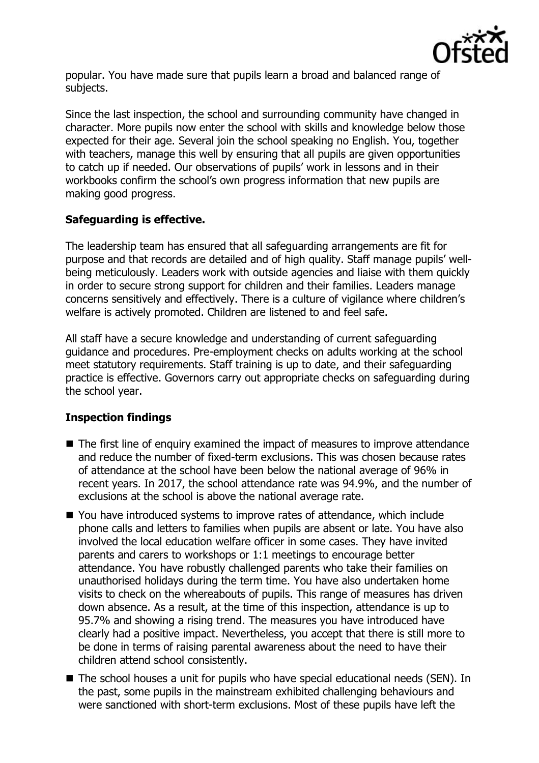popular. You have made sure that pupils learn a broad and balanced range of subjects.

Since the last inspection, the school and surrounding community have changed in character. More pupils now enter the school with skills and knowledge below those expected for their age. Several join the school speaking no English. You, together with teachers, manage this well by ensuring that all pupils are given opportunities to catch up if needed. Our observations of pupils' work in lessons and in their workbooks confirm the school's own progress information that new pupils are making good progress.

## Safeguarding is effective.

The leadership team has ensured that all safeguarding arrangements are fit for purpose and that records are detailed and of high quality. Staff manage pupils' well-being meticulously. Leaders work with outside agencies and liaise with them quickly in order to secure strong support for children and their families. Leaders manage concerns sensitively and effectively. There is a culture of vigilance where children's welfare is actively promoted. Children are listened to and feel safe.

All staff have a secure knowledge and understanding of current safeguarding guidance and procedures. Pre-employment checks on adults working at the school meet statutory requirements. Staff training is up to date, and their safeguarding practice is effective. Governors carry out appropriate checks on safeguarding during the school year.

## Inspection findings

- The first line of enquiry examined the impact of measures to improve attendance and reduce the number of fixed-term exclusions. This was chosen because rates of attendance at the school have been below the national average of 96% in recent years. In 2017, the school attendance rate was 94.9%, and the number of exclusions at the school is above the national average rate.
- You have introduced systems to improve rates of attendance, which include phone calls and letters to families when pupils are absent or late. You have also involved the local education welfare officer in some cases. They have invited parents and carers to workshops or 1:1 meetings to encourage better attendance. You have robustly challenged parents who take their families on unauthorised holidays during the term time. You have also undertaken home visits to check on the whereabouts of pupils. This range of measures has driven down absence. As a result, at the time of this inspection, attendance is up to 95.7% and showing a rising trend. The measures you have introduced have clearly had a positive impact. Nevertheless, you accept that there is still more to be done in terms of raising parental awareness about the need to have their children attend school consistently.
- The school houses a unit for pupils who have special educational needs (SEN). In the past, some pupils in the mainstream exhibited challenging behaviours and were sanctioned with short-term exclusions. Most of these pupils have left the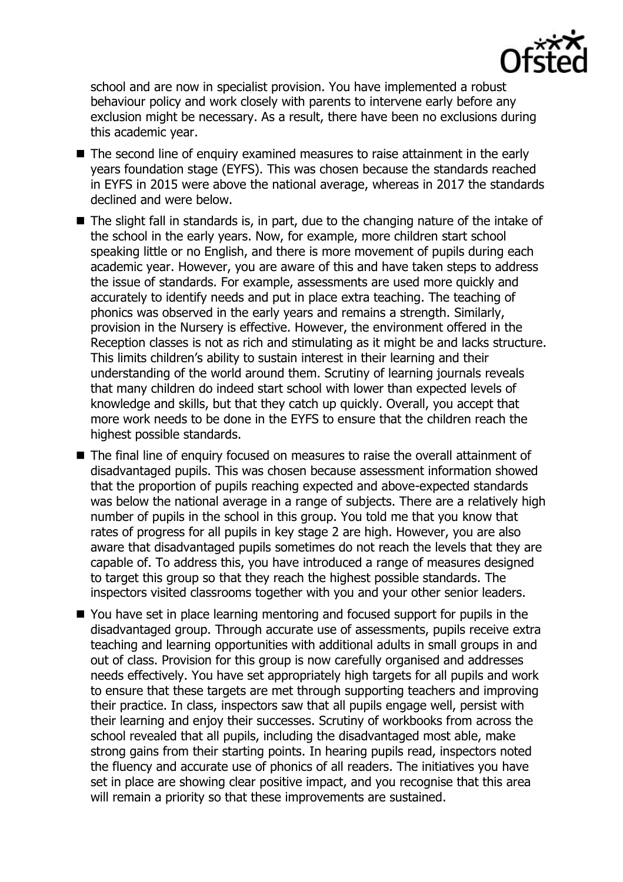school and are now in specialist provision. You have implemented a robust behaviour policy and work closely with parents to intervene early before any exclusion might be necessary. As a result, there have been no exclusions during this academic year.

- The second line of enquiry examined measures to raise attainment in the early years foundation stage (EYFS). This was chosen because the standards reached in EYFS in 2015 were above the national average, whereas in 2017 the standards declined and were below.
- The slight fall in standards is, in part, due to the changing nature of the intake of the school in the early years. Now, for example, more children start school speaking little or no English, and there is more movement of pupils during each academic year. However, you are aware of this and have taken steps to address the issue of standards. For example, assessments are used more quickly and accurately to identify needs and put in place extra teaching. The teaching of phonics was observed in the early years and remains a strength. Similarly, provision in the Nursery is effective. However, the environment offered in the Reception classes is not as rich and stimulating as it might be and lacks structure. This limits children's ability to sustain interest in their learning and their understanding of the world around them. Scrutiny of learning journals reveals that many children do indeed start school with lower than expected levels of knowledge and skills, but that they catch up quickly. Overall, you accept that more work needs to be done in the EYFS to ensure that the children reach the highest possible standards.
- The final line of enquiry focused on measures to raise the overall attainment of disadvantaged pupils. This was chosen because assessment information showed that the proportion of pupils reaching expected and above-expected standards was below the national average in a range of subjects. There are a relatively high number of pupils in the school in this group. You told me that you know that rates of progress for all pupils in key stage 2 are high. However, you are also aware that disadvantaged pupils sometimes do not reach the levels that they are capable of. To address this, you have introduced a range of measures designed to target this group so that they reach the highest possible standards. The inspectors visited classrooms together with you and your other senior leaders.
- You have set in place learning mentoring and focused support for pupils in the disadvantaged group. Through accurate use of assessments, pupils receive extra teaching and learning opportunities with additional adults in small groups in and out of class. Provision for this group is now carefully organised and addresses needs effectively. You have set appropriately high targets for all pupils and work to ensure that these targets are met through supporting teachers and improving their practice. In class, inspectors saw that all pupils engage well, persist with their learning and enjoy their successes. Scrutiny of workbooks from across the school revealed that all pupils, including the disadvantaged most able, make strong gains from their starting points. In hearing pupils read, inspectors noted the fluency and accurate use of phonics of all readers. The initiatives you have set in place are showing clear positive impact, and you recognise that this area will remain a priority so that these improvements are sustained.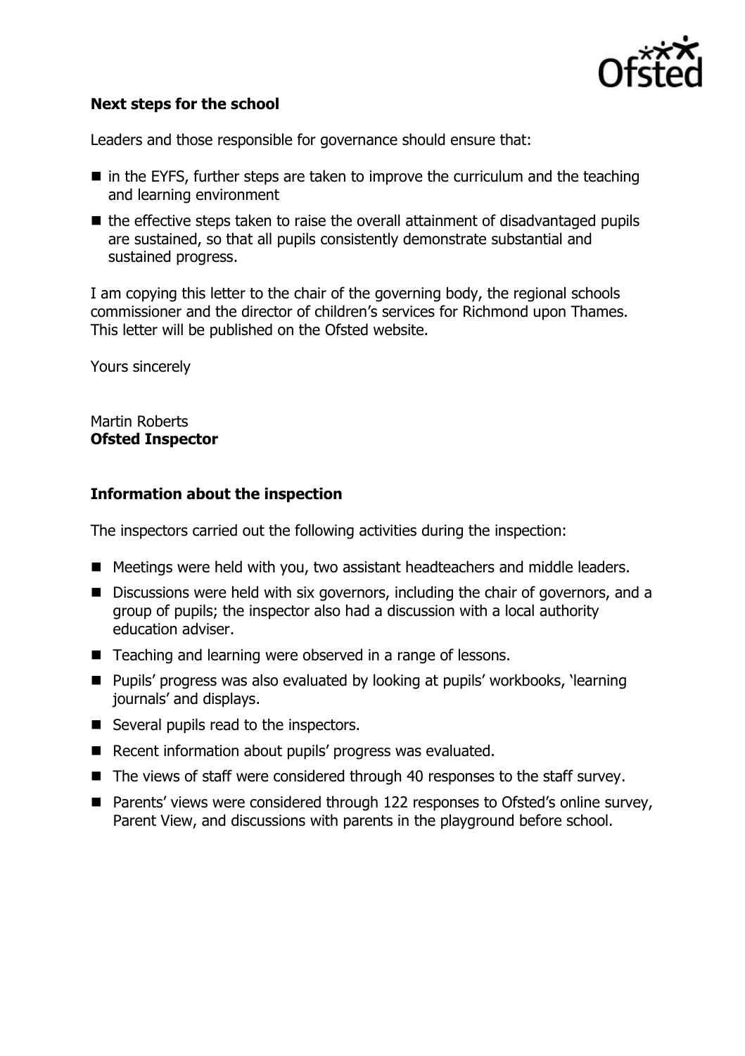## Next steps for the school

Leaders and those responsible for governance should ensure that:

- in the EYFS, further steps are taken to improve the curriculum and the teaching and learning environment
- the effective steps taken to raise the overall attainment of disadvantaged pupils are sustained, so that all pupils consistently demonstrate substantial and sustained progress.

I am copying this letter to the chair of the governing body, the regional schools commissioner and the director of children's services for Richmond upon Thames. This letter will be published on the Ofsted website.

Yours sincerely

Martin Roberts
**Ofsted Inspector**

## Information about the inspection

The inspectors carried out the following activities during the inspection:

- Meetings were held with you, two assistant headteachers and middle leaders.
- Discussions were held with six governors, including the chair of governors, and a group of pupils; the inspector also had a discussion with a local authority education adviser.
- Teaching and learning were observed in a range of lessons.
- Pupils' progress was also evaluated by looking at pupils' workbooks, 'learning journals' and displays.
- Several pupils read to the inspectors.
- Recent information about pupils' progress was evaluated.
- The views of staff were considered through 40 responses to the staff survey.
- Parents' views were considered through 122 responses to Ofsted's online survey, Parent View, and discussions with parents in the playground before school.